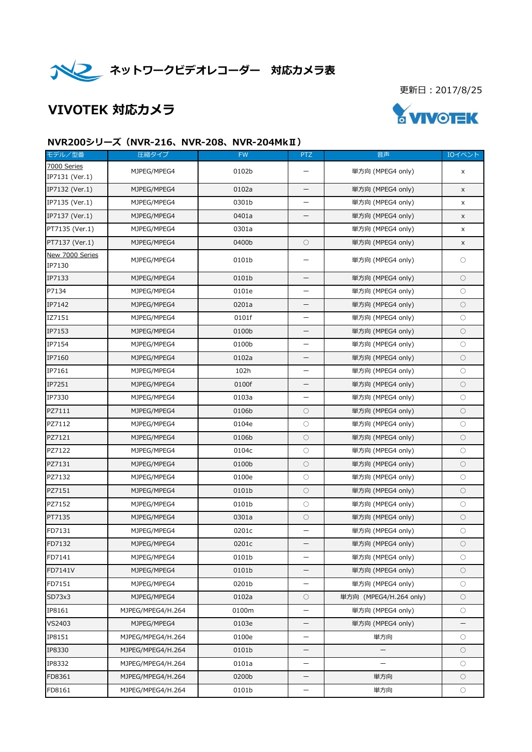# ネットワークビデオレコーダー　対応カメラ表

更新日：2017/8/25

## VIVOTEK 対応カメラ

### NVR200シリーズ（NVR-216、NVR-208、NVR-204MkⅡ）

| モデル／型番 | 圧縮タイプ | FW | PTZ | 音声 | IOイベント |
|---|---|---|---|---|---|
| 7000 Series<br>IP7131 (Ver.1) | MJPEG/MPEG4 | 0102b | ― | 単方向 (MPEG4 only) | x |
| IP7132 (Ver.1) | MJPEG/MPEG4 | 0102a | ― | 単方向 (MPEG4 only) | x |
| IP7135 (Ver.1) | MJPEG/MPEG4 | 0301b | ― | 単方向 (MPEG4 only) | x |
| IP7137 (Ver.1) | MJPEG/MPEG4 | 0401a | ― | 単方向 (MPEG4 only) | x |
| PT7135 (Ver.1) | MJPEG/MPEG4 | 0301a | | 単方向 (MPEG4 only) | x |
| PT7137 (Ver.1) | MJPEG/MPEG4 | 0400b | ○ | 単方向 (MPEG4 only) | x |
| New 7000 Series<br>IP7130 | MJPEG/MPEG4 | 0101b | ― | 単方向 (MPEG4 only) | ○ |
| IP7133 | MJPEG/MPEG4 | 0101b | ― | 単方向 (MPEG4 only) | ○ |
| P7134 | MJPEG/MPEG4 | 0101e | ― | 単方向 (MPEG4 only) | ○ |
| IP7142 | MJPEG/MPEG4 | 0201a | ― | 単方向 (MPEG4 only) | ○ |
| IZ7151 | MJPEG/MPEG4 | 0101f | ― | 単方向 (MPEG4 only) | ○ |
| IP7153 | MJPEG/MPEG4 | 0100b | ― | 単方向 (MPEG4 only) | ○ |
| IP7154 | MJPEG/MPEG4 | 0100b | ― | 単方向 (MPEG4 only) | ○ |
| IP7160 | MJPEG/MPEG4 | 0102a | ― | 単方向 (MPEG4 only) | ○ |
| IP7161 | MJPEG/MPEG4 | 102h | ― | 単方向 (MPEG4 only) | ○ |
| IP7251 | MJPEG/MPEG4 | 0100f | ― | 単方向 (MPEG4 only) | ○ |
| IP7330 | MJPEG/MPEG4 | 0103a | ― | 単方向 (MPEG4 only) | ○ |
| PZ7111 | MJPEG/MPEG4 | 0106b | ○ | 単方向 (MPEG4 only) | ○ |
| PZ7112 | MJPEG/MPEG4 | 0104e | ○ | 単方向 (MPEG4 only) | ○ |
| PZ7121 | MJPEG/MPEG4 | 0106b | ○ | 単方向 (MPEG4 only) | ○ |
| PZ7122 | MJPEG/MPEG4 | 0104c | ○ | 単方向 (MPEG4 only) | ○ |
| PZ7131 | MJPEG/MPEG4 | 0100b | ○ | 単方向 (MPEG4 only) | ○ |
| PZ7132 | MJPEG/MPEG4 | 0100e | ○ | 単方向 (MPEG4 only) | ○ |
| PZ7151 | MJPEG/MPEG4 | 0101b | ○ | 単方向 (MPEG4 only) | ○ |
| PZ7152 | MJPEG/MPEG4 | 0101b | ○ | 単方向 (MPEG4 only) | ○ |
| PT7135 | MJPEG/MPEG4 | 0301a | ○ | 単方向 (MPEG4 only) | ○ |
| FD7131 | MJPEG/MPEG4 | 0201c | ― | 単方向 (MPEG4 only) | ○ |
| FD7132 | MJPEG/MPEG4 | 0201c | ― | 単方向 (MPEG4 only) | ○ |
| FD7141 | MJPEG/MPEG4 | 0101b | ― | 単方向 (MPEG4 only) | ○ |
| FD7141V | MJPEG/MPEG4 | 0101b | ― | 単方向 (MPEG4 only) | ○ |
| FD7151 | MJPEG/MPEG4 | 0201b | ― | 単方向 (MPEG4 only) | ○ |
| SD73x3 | MJPEG/MPEG4 | 0102a | ○ | 単方向 (MPEG4/H.264 only) | ○ |
| IP8161 | MJPEG/MPEG4/H.264 | 0100m | ― | 単方向 (MPEG4 only) | ○ |
| VS2403 | MJPEG/MPEG4 | 0103e | ― | 単方向 (MPEG4 only) | ― |
| IP8151 | MJPEG/MPEG4/H.264 | 0100e | ― | 単方向 | ○ |
| IP8330 | MJPEG/MPEG4/H.264 | 0101b | ― | ― | ○ |
| IP8332 | MJPEG/MPEG4/H.264 | 0101a | ― | ― | ○ |
| FD8361 | MJPEG/MPEG4/H.264 | 0200b | ― | 単方向 | ○ |
| FD8161 | MJPEG/MPEG4/H.264 | 0101b | ― | 単方向 | ○ |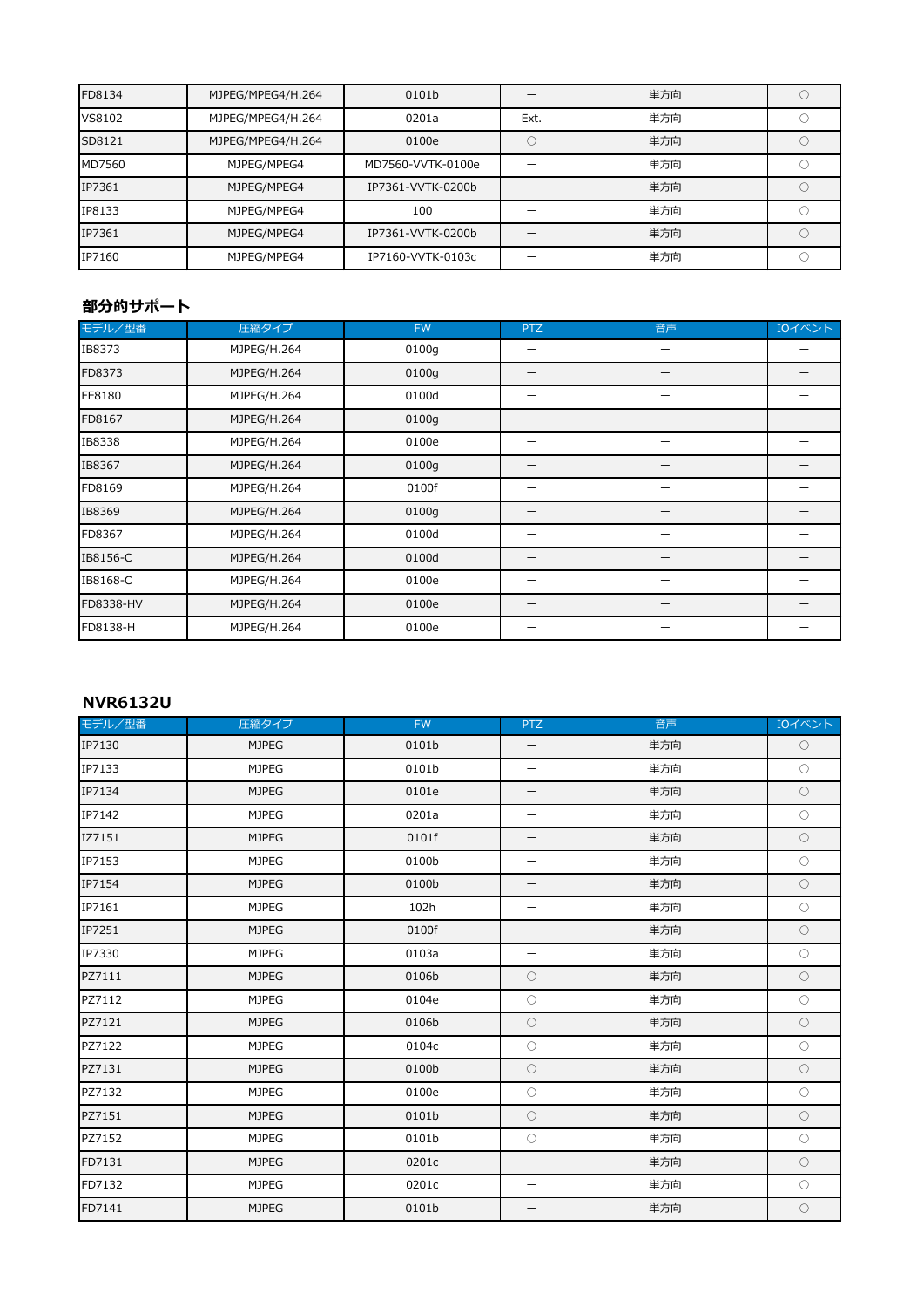| FD8134 | MJPEG/MPEG4/H.264 | 0101b | ー | 単方向 | ○ |
|---|---|---|---|---|---|
| VS8102 | MJPEG/MPEG4/H.264 | 0201a | Ext. | 単方向 | ○ |
| SD8121 | MJPEG/MPEG4/H.264 | 0100e | ○ | 単方向 | ○ |
| MD7560 | MJPEG/MPEG4 | MD7560-VVTK-0100e | ー | 単方向 | ○ |
| IP7361 | MJPEG/MPEG4 | IP7361-VVTK-0200b | ー | 単方向 | ○ |
| IP8133 | MJPEG/MPEG4 | 100 | ー | 単方向 | ○ |
| IP7361 | MJPEG/MPEG4 | IP7361-VVTK-0200b | ー | 単方向 | ○ |
| IP7160 | MJPEG/MPEG4 | IP7160-VVTK-0103c | ー | 単方向 | ○ |

### 部分的サポート

| モデル／型番 | 圧縮タイプ | FW | PTZ | 音声 | IOイベント |
|---|---|---|---|---|---|
| IB8373 | MJPEG/H.264 | 0100g | ー | ー | ー |
| FD8373 | MJPEG/H.264 | 0100g | ー | ー | ー |
| FE8180 | MJPEG/H.264 | 0100d | ー | ー | ー |
| FD8167 | MJPEG/H.264 | 0100g | ー | ー | ー |
| IB8338 | MJPEG/H.264 | 0100e | ー | ー | ー |
| IB8367 | MJPEG/H.264 | 0100g | ー | ー | ー |
| FD8169 | MJPEG/H.264 | 0100f | ー | ー | ー |
| IB8369 | MJPEG/H.264 | 0100g | ー | ー | ー |
| FD8367 | MJPEG/H.264 | 0100d | ー | ー | ー |
| IB8156-C | MJPEG/H.264 | 0100d | ー | ー | ー |
| IB8168-C | MJPEG/H.264 | 0100e | ー | ー | ー |
| FD8338-HV | MJPEG/H.264 | 0100e | ー | ー | ー |
| FD8138-H | MJPEG/H.264 | 0100e | ー | ー | ー |

### NVR6132U

| モデル／型番 | 圧縮タイプ | FW | PTZ | 音声 | IOイベント |
|---|---|---|---|---|---|
| IP7130 | MJPEG | 0101b | ー | 単方向 | ○ |
| IP7133 | MJPEG | 0101b | ー | 単方向 | ○ |
| IP7134 | MJPEG | 0101e | ー | 単方向 | ○ |
| IP7142 | MJPEG | 0201a | ー | 単方向 | ○ |
| IZ7151 | MJPEG | 0101f | ー | 単方向 | ○ |
| IP7153 | MJPEG | 0100b | ー | 単方向 | ○ |
| IP7154 | MJPEG | 0100b | ー | 単方向 | ○ |
| IP7161 | MJPEG | 102h | ー | 単方向 | ○ |
| IP7251 | MJPEG | 0100f | ー | 単方向 | ○ |
| IP7330 | MJPEG | 0103a | ー | 単方向 | ○ |
| PZ7111 | MJPEG | 0106b | ○ | 単方向 | ○ |
| PZ7112 | MJPEG | 0104e | ○ | 単方向 | ○ |
| PZ7121 | MJPEG | 0106b | ○ | 単方向 | ○ |
| PZ7122 | MJPEG | 0104c | ○ | 単方向 | ○ |
| PZ7131 | MJPEG | 0100b | ○ | 単方向 | ○ |
| PZ7132 | MJPEG | 0100e | ○ | 単方向 | ○ |
| PZ7151 | MJPEG | 0101b | ○ | 単方向 | ○ |
| PZ7152 | MJPEG | 0101b | ○ | 単方向 | ○ |
| FD7131 | MJPEG | 0201c | ー | 単方向 | ○ |
| FD7132 | MJPEG | 0201c | ー | 単方向 | ○ |
| FD7141 | MJPEG | 0101b | ー | 単方向 | ○ |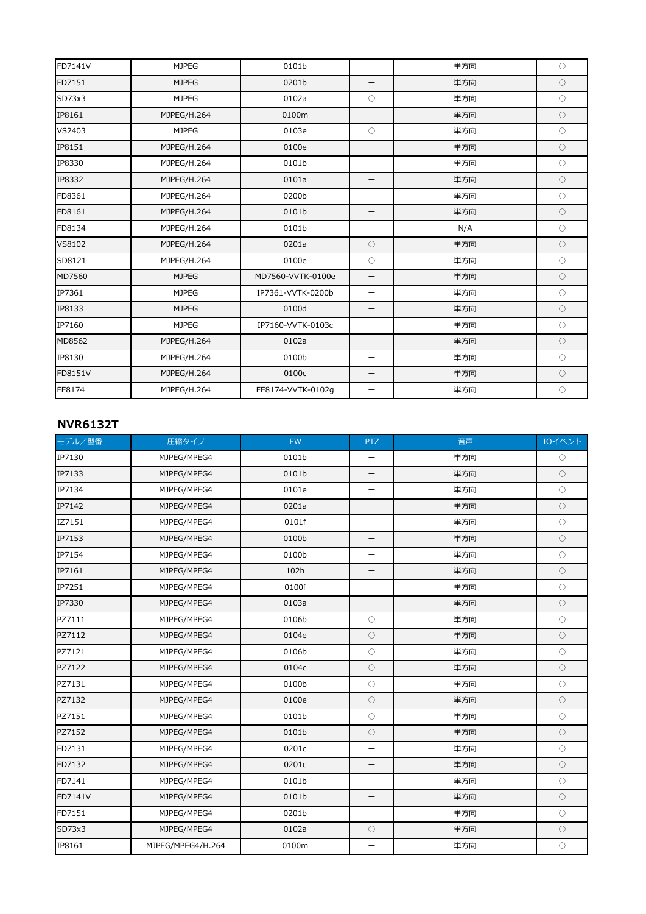| | | | | | |
|---|---|---|---|---|---|
| FD7141V | MJPEG | 0101b | ー | 単方向 | ○ |
| FD7151 | MJPEG | 0201b | ー | 単方向 | ○ |
| SD73x3 | MJPEG | 0102a | ○ | 単方向 | ○ |
| IP8161 | MJPEG/H.264 | 0100m | ー | 単方向 | ○ |
| VS2403 | MJPEG | 0103e | ○ | 単方向 | ○ |
| IP8151 | MJPEG/H.264 | 0100e | ー | 単方向 | ○ |
| IP8330 | MJPEG/H.264 | 0101b | ー | 単方向 | ○ |
| IP8332 | MJPEG/H.264 | 0101a | ー | 単方向 | ○ |
| FD8361 | MJPEG/H.264 | 0200b | ー | 単方向 | ○ |
| FD8161 | MJPEG/H.264 | 0101b | ー | 単方向 | ○ |
| FD8134 | MJPEG/H.264 | 0101b | ー | N/A | ○ |
| VS8102 | MJPEG/H.264 | 0201a | ○ | 単方向 | ○ |
| SD8121 | MJPEG/H.264 | 0100e | ○ | 単方向 | ○ |
| MD7560 | MJPEG | MD7560-VVTK-0100e | ー | 単方向 | ○ |
| IP7361 | MJPEG | IP7361-VVTK-0200b | ー | 単方向 | ○ |
| IP8133 | MJPEG | 0100d | ー | 単方向 | ○ |
| IP7160 | MJPEG | IP7160-VVTK-0103c | ー | 単方向 | ○ |
| MD8562 | MJPEG/H.264 | 0102a | ー | 単方向 | ○ |
| IP8130 | MJPEG/H.264 | 0100b | ー | 単方向 | ○ |
| FD8151V | MJPEG/H.264 | 0100c | ー | 単方向 | ○ |
| FE8174 | MJPEG/H.264 | FE8174-VVTK-0102g | ー | 単方向 | ○ |

**NVR6132T**

| モデル／型番 | 圧縮タイプ | FW | PTZ | 音声 | IOイベント |
|---|---|---|---|---|---|
| IP7130 | MJPEG/MPEG4 | 0101b | ー | 単方向 | ○ |
| IP7133 | MJPEG/MPEG4 | 0101b | ー | 単方向 | ○ |
| IP7134 | MJPEG/MPEG4 | 0101e | ー | 単方向 | ○ |
| IP7142 | MJPEG/MPEG4 | 0201a | ー | 単方向 | ○ |
| IZ7151 | MJPEG/MPEG4 | 0101f | ー | 単方向 | ○ |
| IP7153 | MJPEG/MPEG4 | 0100b | ー | 単方向 | ○ |
| IP7154 | MJPEG/MPEG4 | 0100b | ー | 単方向 | ○ |
| IP7161 | MJPEG/MPEG4 | 102h | ー | 単方向 | ○ |
| IP7251 | MJPEG/MPEG4 | 0100f | ー | 単方向 | ○ |
| IP7330 | MJPEG/MPEG4 | 0103a | ー | 単方向 | ○ |
| PZ7111 | MJPEG/MPEG4 | 0106b | ○ | 単方向 | ○ |
| PZ7112 | MJPEG/MPEG4 | 0104e | ○ | 単方向 | ○ |
| PZ7121 | MJPEG/MPEG4 | 0106b | ○ | 単方向 | ○ |
| PZ7122 | MJPEG/MPEG4 | 0104c | ○ | 単方向 | ○ |
| PZ7131 | MJPEG/MPEG4 | 0100b | ○ | 単方向 | ○ |
| PZ7132 | MJPEG/MPEG4 | 0100e | ○ | 単方向 | ○ |
| PZ7151 | MJPEG/MPEG4 | 0101b | ○ | 単方向 | ○ |
| PZ7152 | MJPEG/MPEG4 | 0101b | ○ | 単方向 | ○ |
| FD7131 | MJPEG/MPEG4 | 0201c | ー | 単方向 | ○ |
| FD7132 | MJPEG/MPEG4 | 0201c | ー | 単方向 | ○ |
| FD7141 | MJPEG/MPEG4 | 0101b | ー | 単方向 | ○ |
| FD7141V | MJPEG/MPEG4 | 0101b | ー | 単方向 | ○ |
| FD7151 | MJPEG/MPEG4 | 0201b | ー | 単方向 | ○ |
| SD73x3 | MJPEG/MPEG4 | 0102a | ○ | 単方向 | ○ |
| IP8161 | MJPEG/MPEG4/H.264 | 0100m | ー | 単方向 | ○ |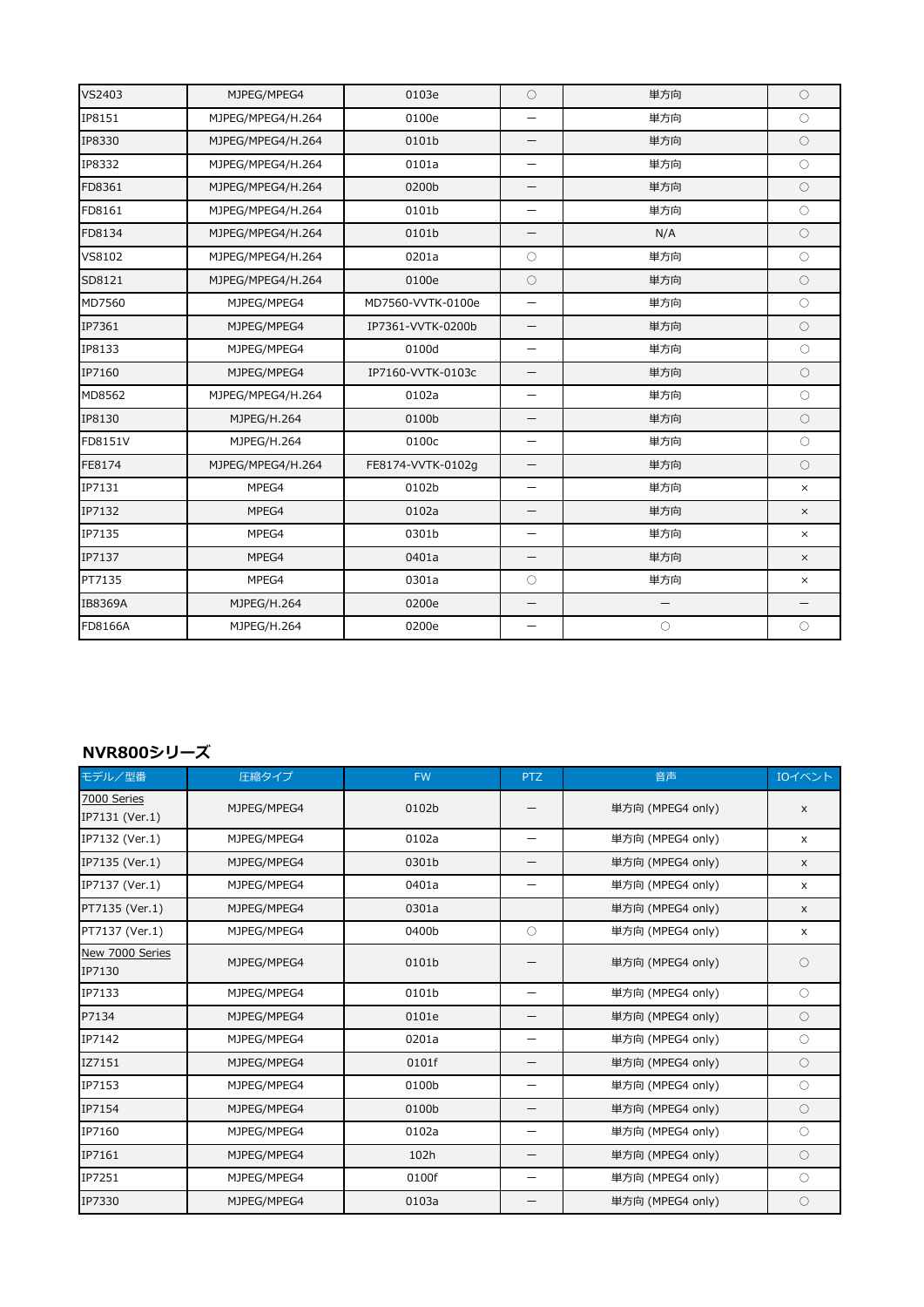| | | | | | |
|---|---|---|---|---|---|
| VS2403 | MJPEG/MPEG4 | 0103e | ○ | 単方向 | ○ |
| IP8151 | MJPEG/MPEG4/H.264 | 0100e | — | 単方向 | ○ |
| IP8330 | MJPEG/MPEG4/H.264 | 0101b | — | 単方向 | ○ |
| IP8332 | MJPEG/MPEG4/H.264 | 0101a | — | 単方向 | ○ |
| FD8361 | MJPEG/MPEG4/H.264 | 0200b | — | 単方向 | ○ |
| FD8161 | MJPEG/MPEG4/H.264 | 0101b | — | 単方向 | ○ |
| FD8134 | MJPEG/MPEG4/H.264 | 0101b | — | N/A | ○ |
| VS8102 | MJPEG/MPEG4/H.264 | 0201a | ○ | 単方向 | ○ |
| SD8121 | MJPEG/MPEG4/H.264 | 0100e | ○ | 単方向 | ○ |
| MD7560 | MJPEG/MPEG4 | MD7560-VVTK-0100e | — | 単方向 | ○ |
| IP7361 | MJPEG/MPEG4 | IP7361-VVTK-0200b | — | 単方向 | ○ |
| IP8133 | MJPEG/MPEG4 | 0100d | — | 単方向 | ○ |
| IP7160 | MJPEG/MPEG4 | IP7160-VVTK-0103c | — | 単方向 | ○ |
| MD8562 | MJPEG/MPEG4/H.264 | 0102a | — | 単方向 | ○ |
| IP8130 | MJPEG/H.264 | 0100b | — | 単方向 | ○ |
| FD8151V | MJPEG/H.264 | 0100c | — | 単方向 | ○ |
| FE8174 | MJPEG/MPEG4/H.264 | FE8174-VVTK-0102g | — | 単方向 | ○ |
| IP7131 | MPEG4 | 0102b | — | 単方向 | × |
| IP7132 | MPEG4 | 0102a | — | 単方向 | × |
| IP7135 | MPEG4 | 0301b | — | 単方向 | × |
| IP7137 | MPEG4 | 0401a | — | 単方向 | × |
| PT7135 | MPEG4 | 0301a | ○ | 単方向 | × |
| IB8369A | MJPEG/H.264 | 0200e | — | — | — |
| FD8166A | MJPEG/H.264 | 0200e | — | ○ | ○ |

## NVR800シリーズ

| モデル／型番 | 圧縮タイプ | FW | PTZ | 音声 | IOイベント |
|---|---|---|---|---|---|
| 7000 Series<br>IP7131 (Ver.1) | MJPEG/MPEG4 | 0102b | — | 単方向 (MPEG4 only) | x |
| IP7132 (Ver.1) | MJPEG/MPEG4 | 0102a | — | 単方向 (MPEG4 only) | x |
| IP7135 (Ver.1) | MJPEG/MPEG4 | 0301b | — | 単方向 (MPEG4 only) | x |
| IP7137 (Ver.1) | MJPEG/MPEG4 | 0401a | — | 単方向 (MPEG4 only) | x |
| PT7135 (Ver.1) | MJPEG/MPEG4 | 0301a | | 単方向 (MPEG4 only) | x |
| PT7137 (Ver.1) | MJPEG/MPEG4 | 0400b | ○ | 単方向 (MPEG4 only) | x |
| New 7000 Series<br>IP7130 | MJPEG/MPEG4 | 0101b | — | 単方向 (MPEG4 only) | ○ |
| IP7133 | MJPEG/MPEG4 | 0101b | — | 単方向 (MPEG4 only) | ○ |
| P7134 | MJPEG/MPEG4 | 0101e | — | 単方向 (MPEG4 only) | ○ |
| IP7142 | MJPEG/MPEG4 | 0201a | — | 単方向 (MPEG4 only) | ○ |
| IZ7151 | MJPEG/MPEG4 | 0101f | — | 単方向 (MPEG4 only) | ○ |
| IP7153 | MJPEG/MPEG4 | 0100b | — | 単方向 (MPEG4 only) | ○ |
| IP7154 | MJPEG/MPEG4 | 0100b | — | 単方向 (MPEG4 only) | ○ |
| IP7160 | MJPEG/MPEG4 | 0102a | — | 単方向 (MPEG4 only) | ○ |
| IP7161 | MJPEG/MPEG4 | 102h | — | 単方向 (MPEG4 only) | ○ |
| IP7251 | MJPEG/MPEG4 | 0100f | — | 単方向 (MPEG4 only) | ○ |
| IP7330 | MJPEG/MPEG4 | 0103a | — | 単方向 (MPEG4 only) | ○ |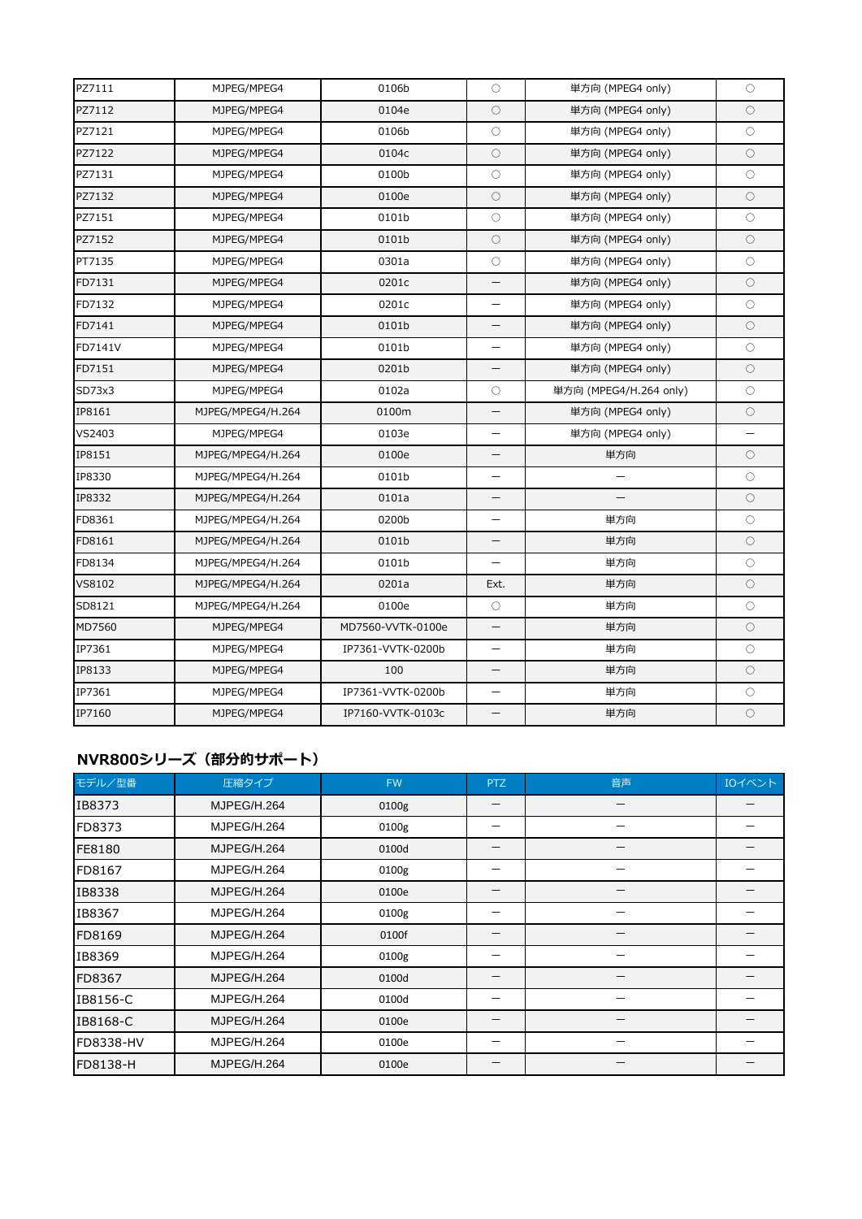| | | | | | |
|---|---|---|---|---|---|
| PZ7111 | MJPEG/MPEG4 | 0106b | ○ | 単方向 (MPEG4 only) | ○ |
| PZ7112 | MJPEG/MPEG4 | 0104e | ○ | 単方向 (MPEG4 only) | ○ |
| PZ7121 | MJPEG/MPEG4 | 0106b | ○ | 単方向 (MPEG4 only) | ○ |
| PZ7122 | MJPEG/MPEG4 | 0104c | ○ | 単方向 (MPEG4 only) | ○ |
| PZ7131 | MJPEG/MPEG4 | 0100b | ○ | 単方向 (MPEG4 only) | ○ |
| PZ7132 | MJPEG/MPEG4 | 0100e | ○ | 単方向 (MPEG4 only) | ○ |
| PZ7151 | MJPEG/MPEG4 | 0101b | ○ | 単方向 (MPEG4 only) | ○ |
| PZ7152 | MJPEG/MPEG4 | 0101b | ○ | 単方向 (MPEG4 only) | ○ |
| PT7135 | MJPEG/MPEG4 | 0301a | ○ | 単方向 (MPEG4 only) | ○ |
| FD7131 | MJPEG/MPEG4 | 0201c | ― | 単方向 (MPEG4 only) | ○ |
| FD7132 | MJPEG/MPEG4 | 0201c | ― | 単方向 (MPEG4 only) | ○ |
| FD7141 | MJPEG/MPEG4 | 0101b | ― | 単方向 (MPEG4 only) | ○ |
| FD7141V | MJPEG/MPEG4 | 0101b | ― | 単方向 (MPEG4 only) | ○ |
| FD7151 | MJPEG/MPEG4 | 0201b | ― | 単方向 (MPEG4 only) | ○ |
| SD73x3 | MJPEG/MPEG4 | 0102a | ○ | 単方向 (MPEG4/H.264 only) | ○ |
| IP8161 | MJPEG/MPEG4/H.264 | 0100m | ― | 単方向 (MPEG4 only) | ○ |
| VS2403 | MJPEG/MPEG4 | 0103e | ― | 単方向 (MPEG4 only) | ― |
| IP8151 | MJPEG/MPEG4/H.264 | 0100e | ― | 単方向 | ○ |
| IP8330 | MJPEG/MPEG4/H.264 | 0101b | ― | ― | ○ |
| IP8332 | MJPEG/MPEG4/H.264 | 0101a | ― | ― | ○ |
| FD8361 | MJPEG/MPEG4/H.264 | 0200b | ― | 単方向 | ○ |
| FD8161 | MJPEG/MPEG4/H.264 | 0101b | ― | 単方向 | ○ |
| FD8134 | MJPEG/MPEG4/H.264 | 0101b | ― | 単方向 | ○ |
| VS8102 | MJPEG/MPEG4/H.264 | 0201a | Ext. | 単方向 | ○ |
| SD8121 | MJPEG/MPEG4/H.264 | 0100e | ○ | 単方向 | ○ |
| MD7560 | MJPEG/MPEG4 | MD7560-VVTK-0100e | ― | 単方向 | ○ |
| IP7361 | MJPEG/MPEG4 | IP7361-VVTK-0200b | ― | 単方向 | ○ |
| IP8133 | MJPEG/MPEG4 | 100 | ― | 単方向 | ○ |
| IP7361 | MJPEG/MPEG4 | IP7361-VVTK-0200b | ― | 単方向 | ○ |
| IP7160 | MJPEG/MPEG4 | IP7160-VVTK-0103c | ― | 単方向 | ○ |

## NVR800シリーズ（部分的サポート）

| モデル／型番 | 圧縮タイプ | FW | PTZ | 音声 | IOイベント |
|---|---|---|---|---|---|
| IB8373 | MJPEG/H.264 | 0100g | ― | ― | ― |
| FD8373 | MJPEG/H.264 | 0100g | ― | ― | ― |
| FE8180 | MJPEG/H.264 | 0100d | ― | ― | ― |
| FD8167 | MJPEG/H.264 | 0100g | ― | ― | ― |
| IB8338 | MJPEG/H.264 | 0100e | ― | ― | ― |
| IB8367 | MJPEG/H.264 | 0100g | ― | ― | ― |
| FD8169 | MJPEG/H.264 | 0100f | ― | ― | ― |
| IB8369 | MJPEG/H.264 | 0100g | ― | ― | ― |
| FD8367 | MJPEG/H.264 | 0100d | ― | ― | ― |
| IB8156-C | MJPEG/H.264 | 0100d | ― | ― | ― |
| IB8168-C | MJPEG/H.264 | 0100e | ― | ― | ― |
| FD8338-HV | MJPEG/H.264 | 0100e | ― | ― | ― |
| FD8138-H | MJPEG/H.264 | 0100e | ― | ― | ― |